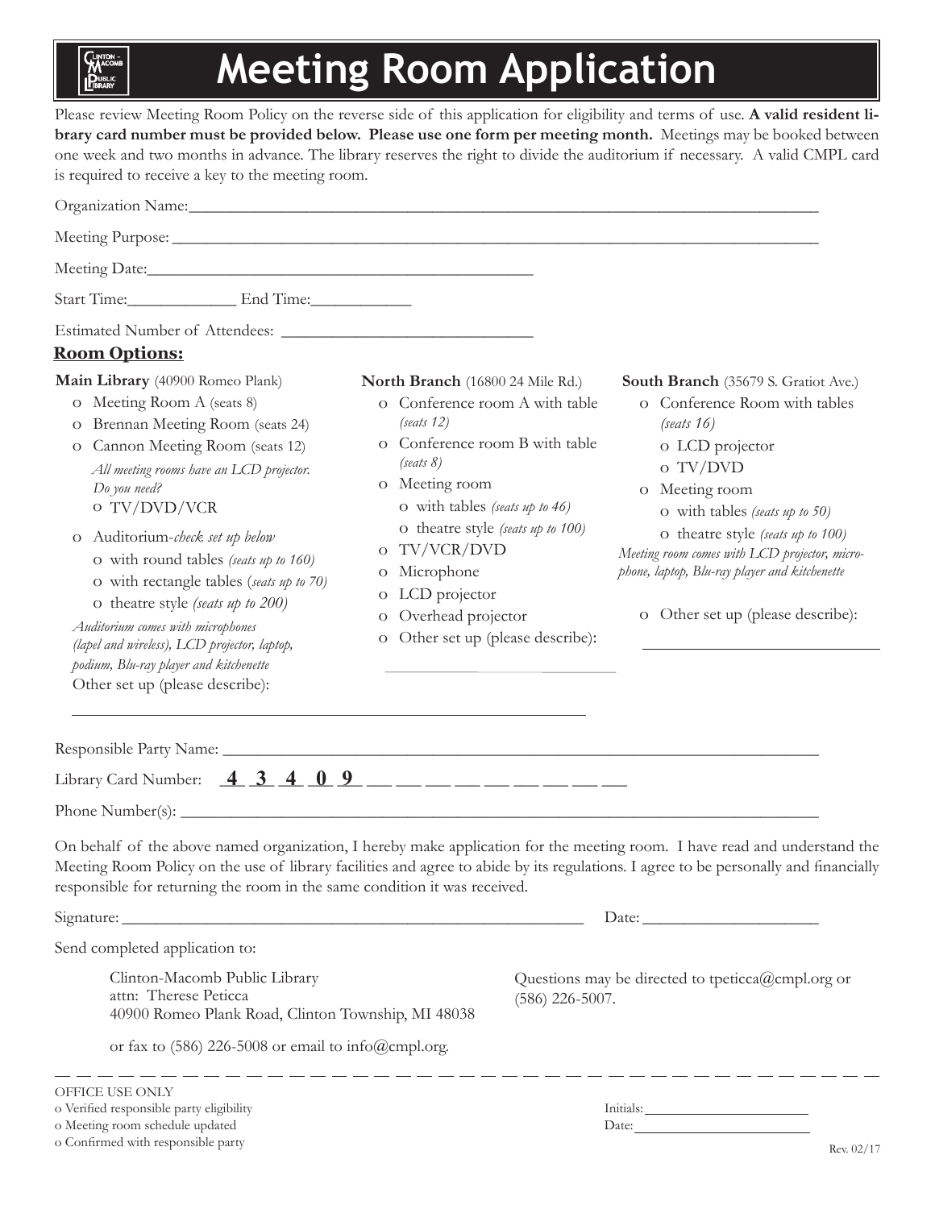# Meeting Room Application

Please review Meeting Room Policy on the reverse side of this application for eligibility and terms of use. **A valid resident library card number must be provided below. Please use one form per meeting month.** Meetings may be booked between one week and two months in advance. The library reserves the right to divide the auditorium if necessary. A valid CMPL card is required to receive a key to the meeting room.

Organization Name:______________________________________________________________

Meeting Purpose: ______________________________________________________________

Meeting Date:____________________________________

Start Time:__________ End Time:_________

Estimated Number of Attendees: _______________________

## Room Options:

**Main Library** (40900 Romeo Plank)

- o Meeting Room A (seats 8)
- o Brennan Meeting Room (seats 24)
- o Cannon Meeting Room (seats 12)
  - *All meeting rooms have an LCD projector. Do you need?*
  - o TV/DVD/VCR
- o Auditorium-*check set up below*
  - o with round tables *(seats up to 160)*
  - o with rectangle tables (*seats up to 70)*
  - o theatre style *(seats up to 200)*

*Auditorium comes with microphones (lapel and wireless), LCD projector, laptop, podium, Blu-ray player and kitchenette*

Other set up (please describe):

________________________________________________

**North Branch** (16800 24 Mile Rd.)

- o Conference room A with table *(seats 12)*
- o Conference room B with table *(seats 8)*
- o Meeting room
  - o with tables *(seats up to 46)*
  - o theatre style *(seats up to 100)*
- o TV/VCR/DVD
- o Microphone
- o LCD projector
- o Overhead projector
- o Other set up (please describe):

______________________

**South Branch** (35679 S. Gratiot Ave.)

- o Conference Room with tables *(seats 16)*
  - o LCD projector
  - o TV/DVD
- o Meeting room
  - o with tables *(seats up to 50)*
  - o theatre style *(seats up to 100)*

*Meeting room comes with LCD projector, microphone, laptop, Blu-ray player and kitchenette*

- o Other set up (please describe):

______________________

Responsible Party Name: ________________________________________________________

Library Card Number: **4 3 4 0 9** __ __ __ __ __ __ __ __ __

Phone Number(s): ______________________________________________________________

On behalf of the above named organization, I hereby make application for the meeting room. I have read and understand the Meeting Room Policy on the use of library facilities and agree to abide by its regulations. I agree to be personally and financially responsible for returning the room in the same condition it was received.

Signature: ____________________________________________ Date: _______________

Send completed application to:

Clinton-Macomb Public Library
attn: Therese Peticca
40900 Romeo Plank Road, Clinton Township, MI 48038

or fax to (586) 226-5008 or email to info@cmpl.org.

Questions may be directed to tpeticca@cmpl.org or (586) 226-5007.

---

OFFICE USE ONLY

- o Verified responsible party eligibility
- o Meeting room schedule updated
- o Confirmed with responsible party

Initials:_______________

Date:_______________

Rev. 02/17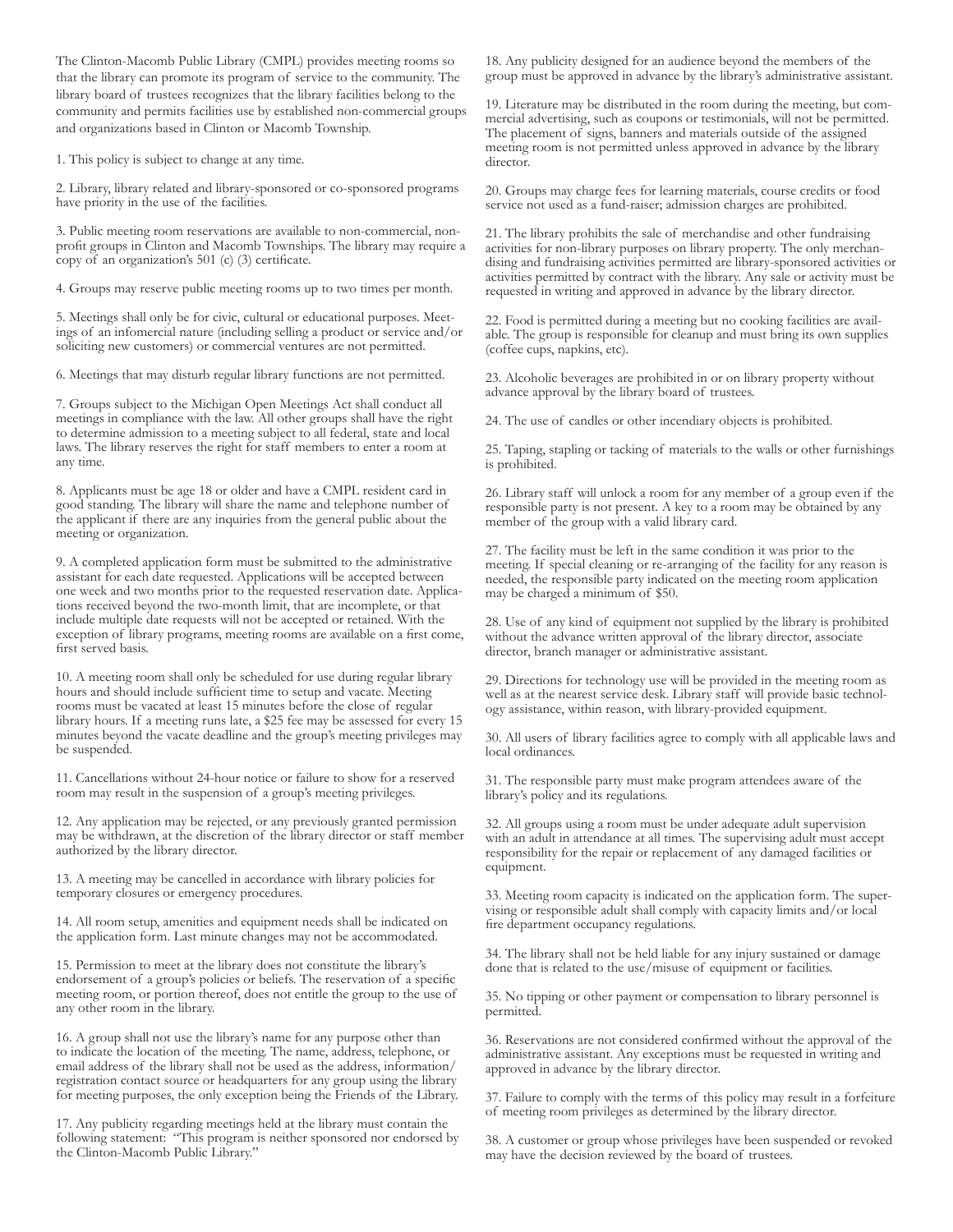The Clinton-Macomb Public Library (CMPL) provides meeting rooms so that the library can promote its program of service to the community. The library board of trustees recognizes that the library facilities belong to the community and permits facilities use by established non-commercial groups and organizations based in Clinton or Macomb Township.

1. This policy is subject to change at any time.

2. Library, library related and library-sponsored or co-sponsored programs have priority in the use of the facilities.

3. Public meeting room reservations are available to non-commercial, non-profit groups in Clinton and Macomb Townships. The library may require a copy of an organization's 501 (c) (3) certificate.

4. Groups may reserve public meeting rooms up to two times per month.

5. Meetings shall only be for civic, cultural or educational purposes. Meetings of an infomercial nature (including selling a product or service and/or soliciting new customers) or commercial ventures are not permitted.

6. Meetings that may disturb regular library functions are not permitted.

7. Groups subject to the Michigan Open Meetings Act shall conduct all meetings in compliance with the law. All other groups shall have the right to determine admission to a meeting subject to all federal, state and local laws. The library reserves the right for staff members to enter a room at any time.

8. Applicants must be age 18 or older and have a CMPL resident card in good standing. The library will share the name and telephone number of the applicant if there are any inquiries from the general public about the meeting or organization.

9. A completed application form must be submitted to the administrative assistant for each date requested. Applications will be accepted between one week and two months prior to the requested reservation date. Applications received beyond the two-month limit, that are incomplete, or that include multiple date requests will not be accepted or retained. With the exception of library programs, meeting rooms are available on a first come, first served basis.

10. A meeting room shall only be scheduled for use during regular library hours and should include sufficient time to setup and vacate. Meeting rooms must be vacated at least 15 minutes before the close of regular library hours. If a meeting runs late, a $25 fee may be assessed for every 15 minutes beyond the vacate deadline and the group's meeting privileges may be suspended.

11. Cancellations without 24-hour notice or failure to show for a reserved room may result in the suspension of a group's meeting privileges.

12. Any application may be rejected, or any previously granted permission may be withdrawn, at the discretion of the library director or staff member authorized by the library director.

13. A meeting may be cancelled in accordance with library policies for temporary closures or emergency procedures.

14. All room setup, amenities and equipment needs shall be indicated on the application form. Last minute changes may not be accommodated.

15. Permission to meet at the library does not constitute the library's endorsement of a group's policies or beliefs. The reservation of a specific meeting room, or portion thereof, does not entitle the group to the use of any other room in the library.

16. A group shall not use the library's name for any purpose other than to indicate the location of the meeting. The name, address, telephone, or email address of the library shall not be used as the address, information/registration contact source or headquarters for any group using the library for meeting purposes, the only exception being the Friends of the Library.

17. Any publicity regarding meetings held at the library must contain the following statement: "This program is neither sponsored nor endorsed by the Clinton-Macomb Public Library."

18. Any publicity designed for an audience beyond the members of the group must be approved in advance by the library's administrative assistant.

19. Literature may be distributed in the room during the meeting, but commercial advertising, such as coupons or testimonials, will not be permitted. The placement of signs, banners and materials outside of the assigned meeting room is not permitted unless approved in advance by the library director.

20. Groups may charge fees for learning materials, course credits or food service not used as a fund-raiser; admission charges are prohibited.

21. The library prohibits the sale of merchandise and other fundraising activities for non-library purposes on library property. The only merchandising and fundraising activities permitted are library-sponsored activities or activities permitted by contract with the library. Any sale or activity must be requested in writing and approved in advance by the library director.

22. Food is permitted during a meeting but no cooking facilities are available. The group is responsible for cleanup and must bring its own supplies (coffee cups, napkins, etc).

23. Alcoholic beverages are prohibited in or on library property without advance approval by the library board of trustees.

24. The use of candles or other incendiary objects is prohibited.

25. Taping, stapling or tacking of materials to the walls or other furnishings is prohibited.

26. Library staff will unlock a room for any member of a group even if the responsible party is not present. A key to a room may be obtained by any member of the group with a valid library card.

27. The facility must be left in the same condition it was prior to the meeting. If special cleaning or re-arranging of the facility for any reason is needed, the responsible party indicated on the meeting room application may be charged a minimum of $50.

28. Use of any kind of equipment not supplied by the library is prohibited without the advance written approval of the library director, associate director, branch manager or administrative assistant.

29. Directions for technology use will be provided in the meeting room as well as at the nearest service desk. Library staff will provide basic technology assistance, within reason, with library-provided equipment.

30. All users of library facilities agree to comply with all applicable laws and local ordinances.

31. The responsible party must make program attendees aware of the library's policy and its regulations.

32. All groups using a room must be under adequate adult supervision with an adult in attendance at all times. The supervising adult must accept responsibility for the repair or replacement of any damaged facilities or equipment.

33. Meeting room capacity is indicated on the application form. The supervising or responsible adult shall comply with capacity limits and/or local fire department occupancy regulations.

34. The library shall not be held liable for any injury sustained or damage done that is related to the use/misuse of equipment or facilities.

35. No tipping or other payment or compensation to library personnel is permitted.

36. Reservations are not considered confirmed without the approval of the administrative assistant. Any exceptions must be requested in writing and approved in advance by the library director.

37. Failure to comply with the terms of this policy may result in a forfeiture of meeting room privileges as determined by the library director.

38. A customer or group whose privileges have been suspended or revoked may have the decision reviewed by the board of trustees.